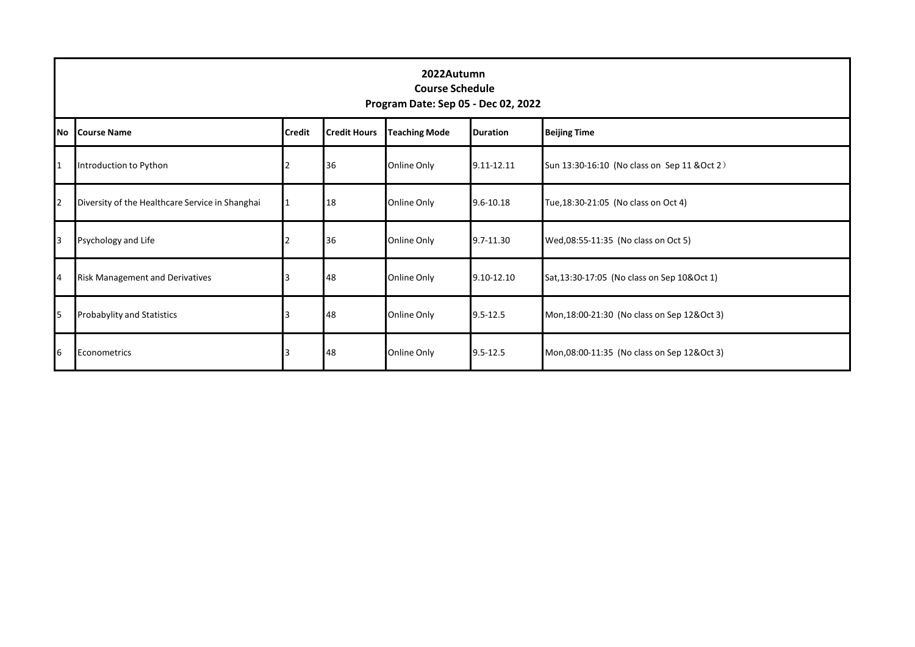# 2022Autumn
## Course Schedule
### Program Date: Sep 05 - Dec 02, 2022

| No | Course Name | Credit | Credit Hours | Teaching Mode | Duration | Beijing Time |
|---|---|---|---|---|---|---|
| 1 | Introduction to Python | 2 | 36 | Online Only | 9.11-12.11 | Sun 13:30-16:10 (No class on Sep 11 &Oct 2） |
| 2 | Diversity of the Healthcare Service in Shanghai | 1 | 18 | Online Only | 9.6-10.18 | Tue,18:30-21:05 (No class on Oct 4) |
| 3 | Psychology and Life | 2 | 36 | Online Only | 9.7-11.30 | Wed,08:55-11:35 (No class on Oct 5) |
| 4 | Risk Management and Derivatives | 3 | 48 | Online Only | 9.10-12.10 | Sat,13:30-17:05 (No class on Sep 10&Oct 1) |
| 5 | Probabylity and Statistics | 3 | 48 | Online Only | 9.5-12.5 | Mon,18:00-21:30 (No class on Sep 12&Oct 3) |
| 6 | Econometrics | 3 | 48 | Online Only | 9.5-12.5 | Mon,08:00-11:35 (No class on Sep 12&Oct 3) |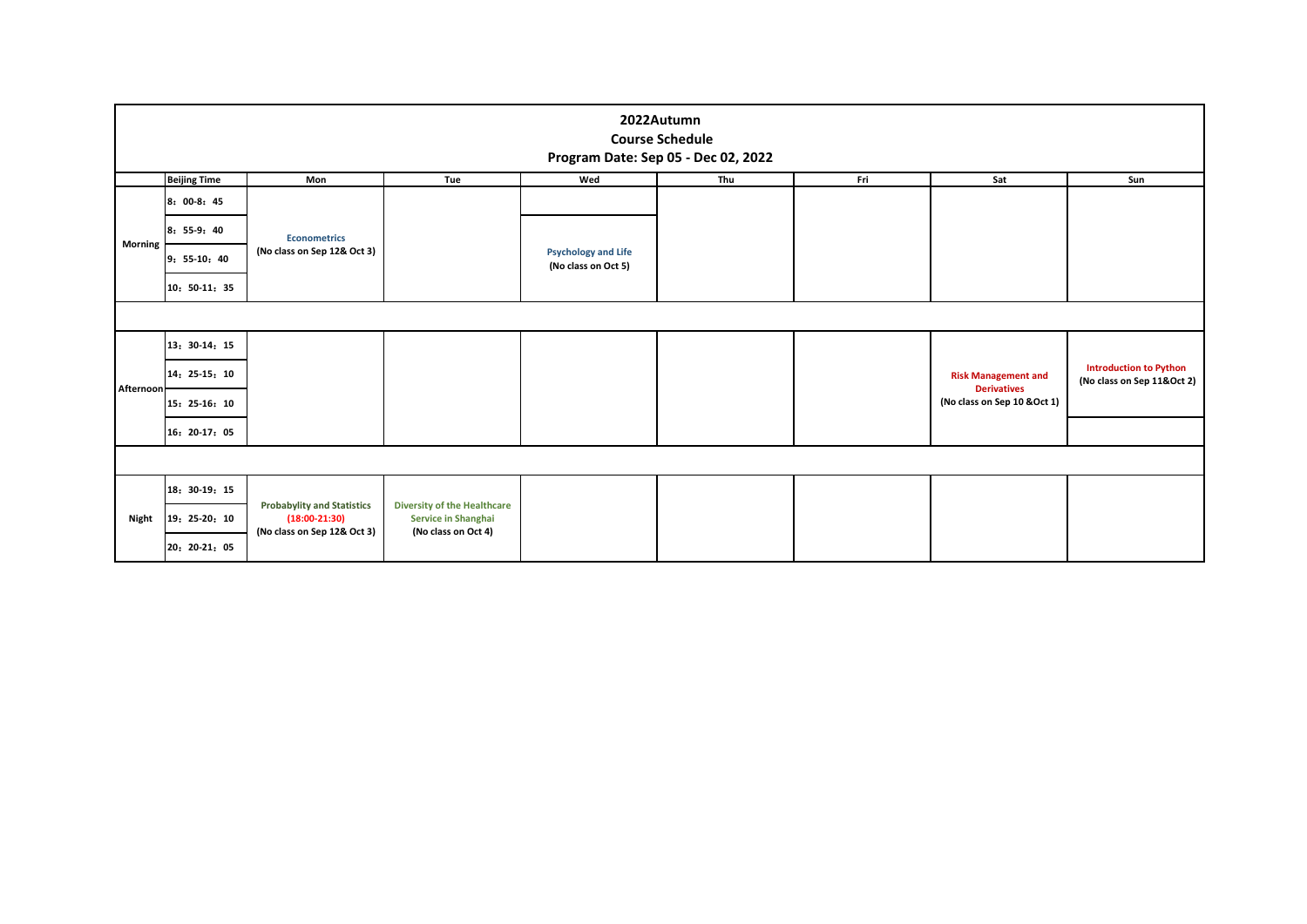**2022Autumn**

**Course Schedule**

**Program Date: Sep 05 - Dec 02, 2022**

| | Beijing Time | Mon | Tue | Wed | Thu | Fri | Sat | Sun |
|---|---|---|---|---|---|---|---|---|
| Morning | 8：00-8：45 | **Econometrics** (No class on Sep 12& Oct 3) | | | | | | |
| | 8：55-9：40 | | | **Psychology and Life** (No class on Oct 5) | | | | |
| | 9：55-10：40 | | | | | | | |
| | 10：50-11：35 | | | | | | | |
| | | | | | | | | |
| Afternoon | 13：30-14：15 | | | | | | **Risk Management and Derivatives** (No class on Sep 10 &Oct 1) | **Introduction to Python** (No class on Sep 11&Oct 2) |
| | 14：25-15：10 | | | | | | | |
| | 15：25-16：10 | | | | | | | |
| | 16：20-17：05 | | | | | | | |
| | | | | | | | | |
| Night | 18：30-19：15 | **Probabylity and Statistics** (18:00-21:30) (No class on Sep 12& Oct 3) | **Diversity of the Healthcare Service in Shanghai** (No class on Oct 4) | | | | | |
| | 19：25-20：10 | | | | | | | |
| | 20：20-21：05 | | | | | | | |